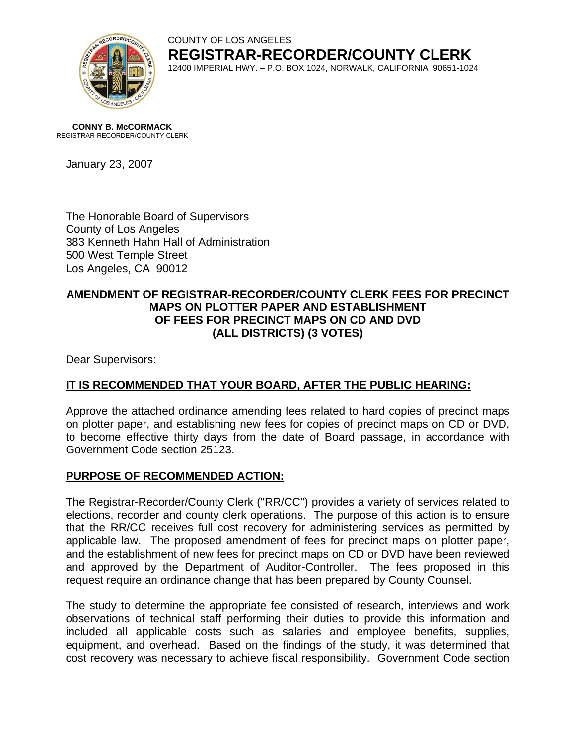COUNTY OF LOS ANGELES

**REGISTRAR-RECORDER/COUNTY CLERK**

12400 IMPERIAL HWY. – P.O. BOX 1024, NORWALK, CALIFORNIA 90651-1024

**CONNY B. McCORMACK**
REGISTRAR-RECORDER/COUNTY CLERK

January 23, 2007

The Honorable Board of Supervisors
County of Los Angeles
383 Kenneth Hahn Hall of Administration
500 West Temple Street
Los Angeles, CA 90012

**AMENDMENT OF REGISTRAR-RECORDER/COUNTY CLERK FEES FOR PRECINCT MAPS ON PLOTTER PAPER AND ESTABLISHMENT OF FEES FOR PRECINCT MAPS ON CD AND DVD (ALL DISTRICTS) (3 VOTES)**

Dear Supervisors:

## IT IS RECOMMENDED THAT YOUR BOARD, AFTER THE PUBLIC HEARING:

Approve the attached ordinance amending fees related to hard copies of precinct maps on plotter paper, and establishing new fees for copies of precinct maps on CD or DVD, to become effective thirty days from the date of Board passage, in accordance with Government Code section 25123.

## PURPOSE OF RECOMMENDED ACTION:

The Registrar-Recorder/County Clerk ("RR/CC") provides a variety of services related to elections, recorder and county clerk operations. The purpose of this action is to ensure that the RR/CC receives full cost recovery for administering services as permitted by applicable law. The proposed amendment of fees for precinct maps on plotter paper, and the establishment of new fees for precinct maps on CD or DVD have been reviewed and approved by the Department of Auditor-Controller. The fees proposed in this request require an ordinance change that has been prepared by County Counsel.

The study to determine the appropriate fee consisted of research, interviews and work observations of technical staff performing their duties to provide this information and included all applicable costs such as salaries and employee benefits, supplies, equipment, and overhead. Based on the findings of the study, it was determined that cost recovery was necessary to achieve fiscal responsibility. Government Code section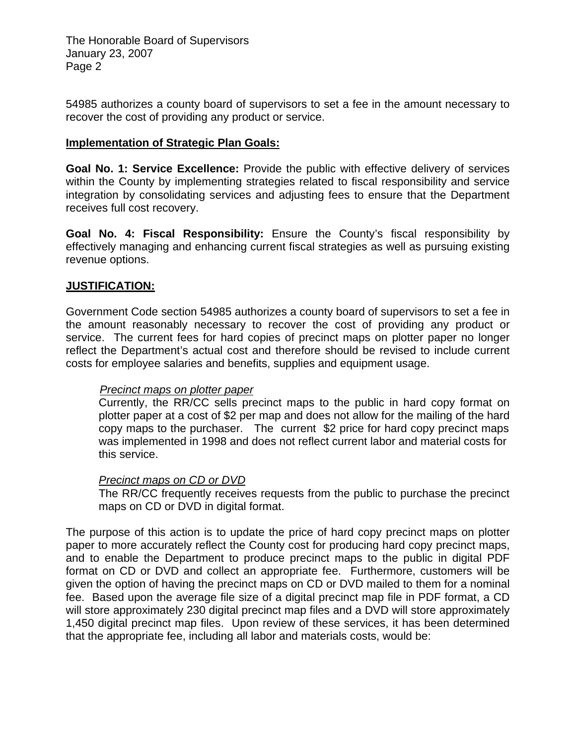54985 authorizes a county board of supervisors to set a fee in the amount necessary to recover the cost of providing any product or service.

**Implementation of Strategic Plan Goals:**

**Goal No. 1: Service Excellence:** Provide the public with effective delivery of services within the County by implementing strategies related to fiscal responsibility and service integration by consolidating services and adjusting fees to ensure that the Department receives full cost recovery.

**Goal No. 4: Fiscal Responsibility:** Ensure the County's fiscal responsibility by effectively managing and enhancing current fiscal strategies as well as pursuing existing revenue options.

**JUSTIFICATION:**

Government Code section 54985 authorizes a county board of supervisors to set a fee in the amount reasonably necessary to recover the cost of providing any product or service. The current fees for hard copies of precinct maps on plotter paper no longer reflect the Department's actual cost and therefore should be revised to include current costs for employee salaries and benefits, supplies and equipment usage.

> *Precinct maps on plotter paper*
>
> Currently, the RR/CC sells precinct maps to the public in hard copy format on plotter paper at a cost of $2 per map and does not allow for the mailing of the hard copy maps to the purchaser. The current $2 price for hard copy precinct maps was implemented in 1998 and does not reflect current labor and material costs for this service.
>
> *Precinct maps on CD or DVD*
>
> The RR/CC frequently receives requests from the public to purchase the precinct maps on CD or DVD in digital format.

The purpose of this action is to update the price of hard copy precinct maps on plotter paper to more accurately reflect the County cost for producing hard copy precinct maps, and to enable the Department to produce precinct maps to the public in digital PDF format on CD or DVD and collect an appropriate fee. Furthermore, customers will be given the option of having the precinct maps on CD or DVD mailed to them for a nominal fee. Based upon the average file size of a digital precinct map file in PDF format, a CD will store approximately 230 digital precinct map files and a DVD will store approximately 1,450 digital precinct map files. Upon review of these services, it has been determined that the appropriate fee, including all labor and materials costs, would be: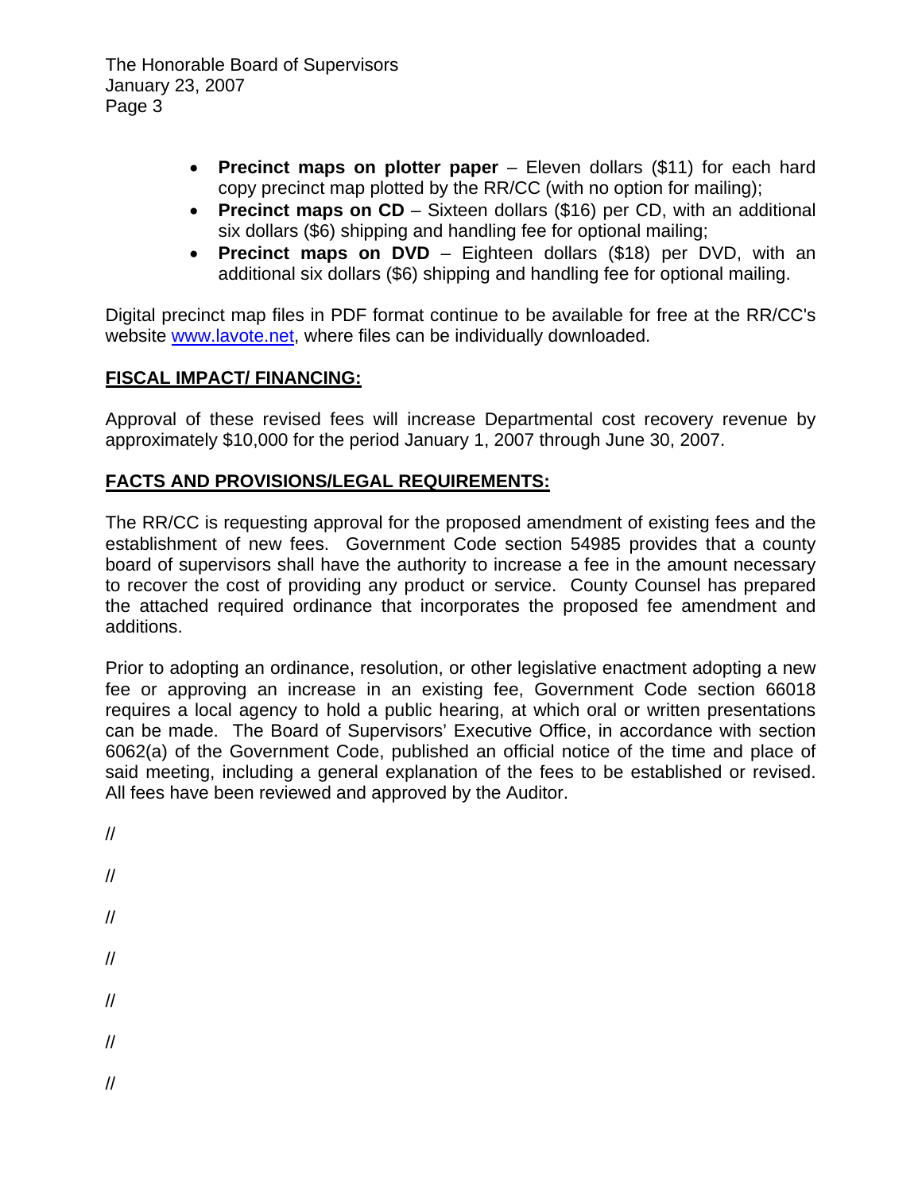- **Precinct maps on plotter paper** – Eleven dollars ($11) for each hard copy precinct map plotted by the RR/CC (with no option for mailing);
- **Precinct maps on CD** – Sixteen dollars ($16) per CD, with an additional six dollars ($6) shipping and handling fee for optional mailing;
- **Precinct maps on DVD** – Eighteen dollars ($18) per DVD, with an additional six dollars ($6) shipping and handling fee for optional mailing.

Digital precinct map files in PDF format continue to be available for free at the RR/CC's website www.lavote.net, where files can be individually downloaded.

## FISCAL IMPACT/ FINANCING:

Approval of these revised fees will increase Departmental cost recovery revenue by approximately $10,000 for the period January 1, 2007 through June 30, 2007.

## FACTS AND PROVISIONS/LEGAL REQUIREMENTS:

The RR/CC is requesting approval for the proposed amendment of existing fees and the establishment of new fees. Government Code section 54985 provides that a county board of supervisors shall have the authority to increase a fee in the amount necessary to recover the cost of providing any product or service. County Counsel has prepared the attached required ordinance that incorporates the proposed fee amendment and additions.

Prior to adopting an ordinance, resolution, or other legislative enactment adopting a new fee or approving an increase in an existing fee, Government Code section 66018 requires a local agency to hold a public hearing, at which oral or written presentations can be made. The Board of Supervisors' Executive Office, in accordance with section 6062(a) of the Government Code, published an official notice of the time and place of said meeting, including a general explanation of the fees to be established or revised. All fees have been reviewed and approved by the Auditor.

//

//

//

//

//

//

//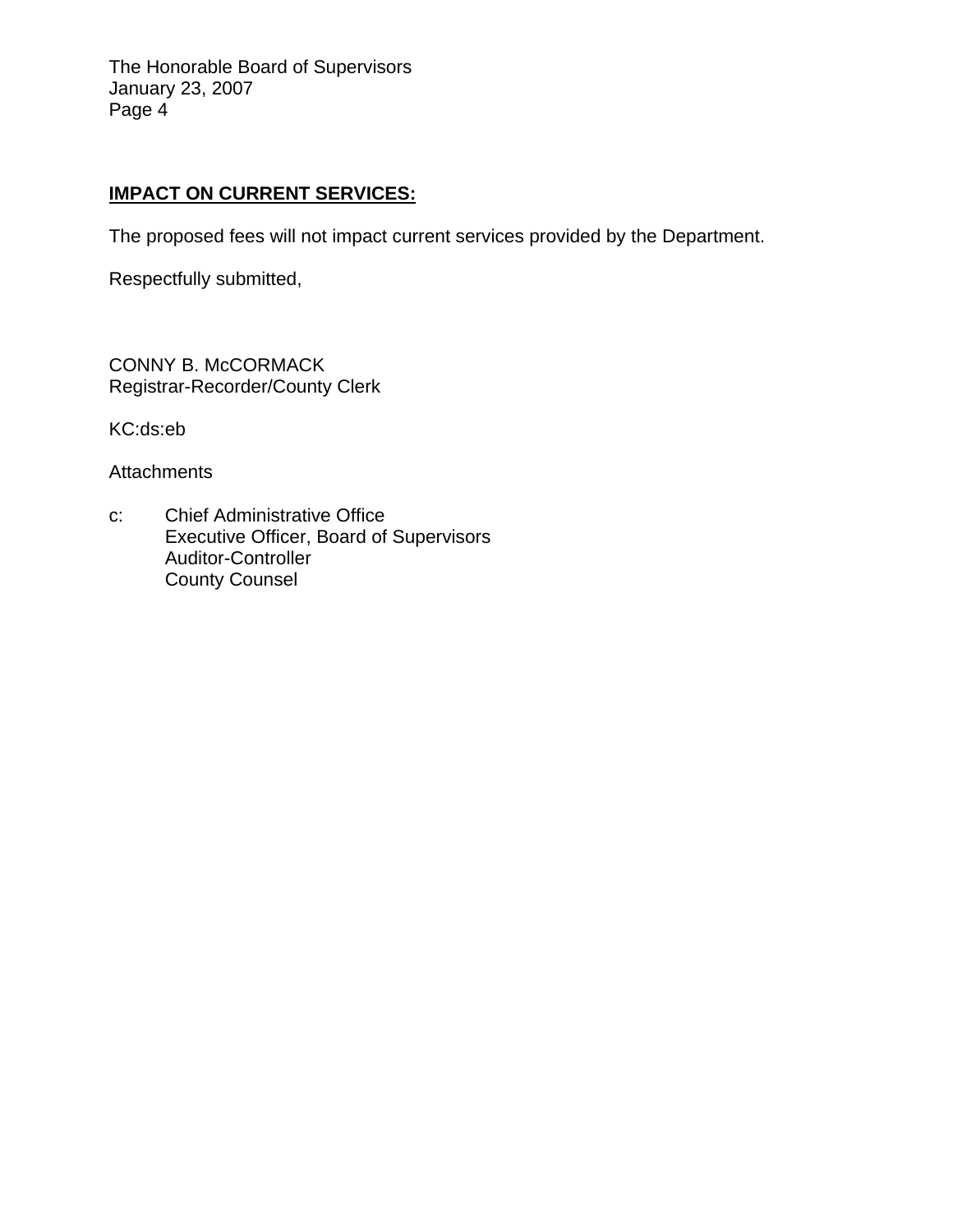## IMPACT ON CURRENT SERVICES:

The proposed fees will not impact current services provided by the Department.

Respectfully submitted,

CONNY B. McCORMACK
Registrar-Recorder/County Clerk

KC:ds:eb

Attachments

c: Chief Administrative Office
Executive Officer, Board of Supervisors
Auditor-Controller
County Counsel